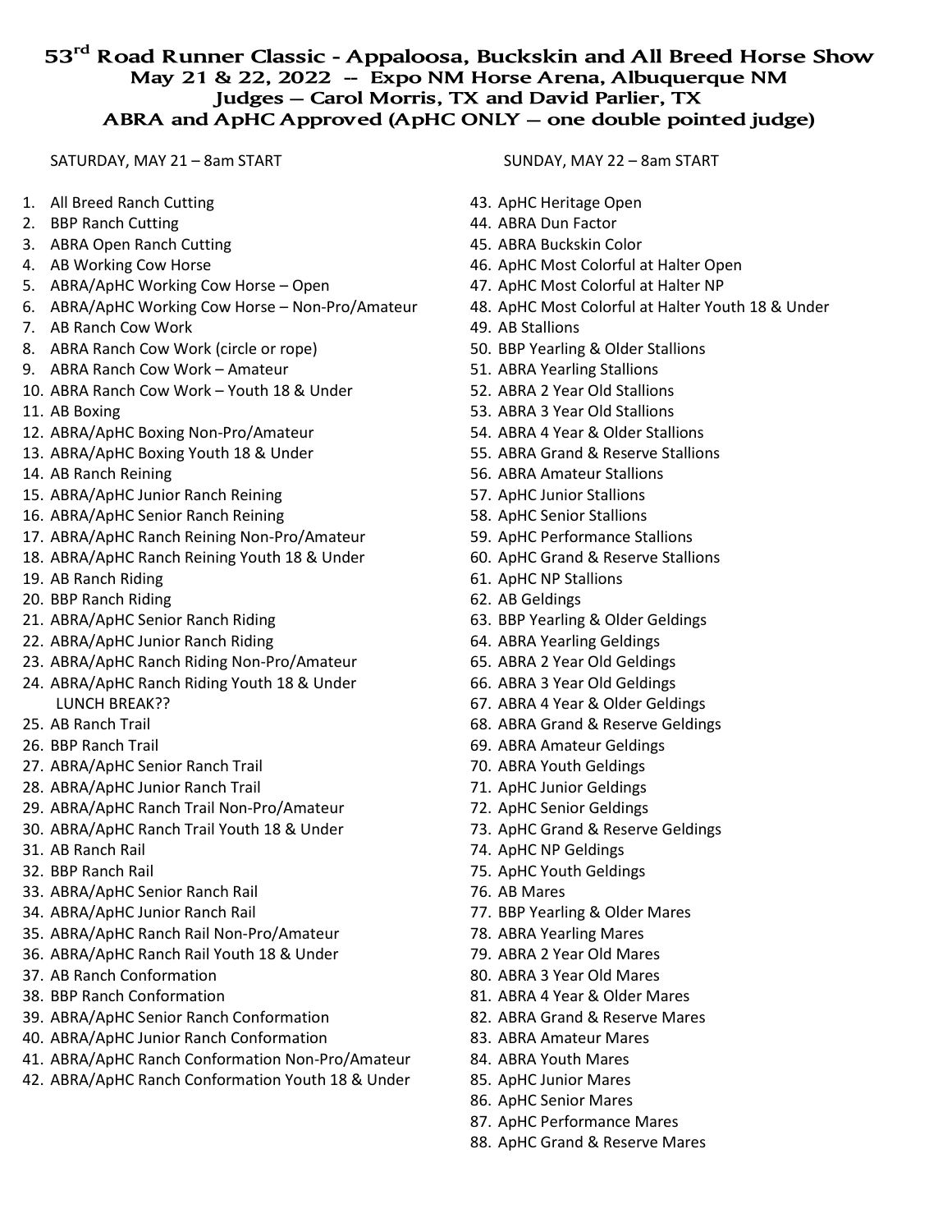# 53rd Road Runner Classic - Appaloosa, Buckskin and All Breed Horse Show

## May 21 & 22, 2022 -- Expo NM Horse Arena, Albuquerque NM

## Judges – Carol Morris, TX and David Parlier, TX

## ABRA and ApHC Approved (ApHC ONLY – one double pointed judge)

SATURDAY, MAY 21 – 8am START

1. All Breed Ranch Cutting
2. BBP Ranch Cutting
3. ABRA Open Ranch Cutting
4. AB Working Cow Horse
5. ABRA/ApHC Working Cow Horse – Open
6. ABRA/ApHC Working Cow Horse – Non-Pro/Amateur
7. AB Ranch Cow Work
8. ABRA Ranch Cow Work (circle or rope)
9. ABRA Ranch Cow Work – Amateur
10. ABRA Ranch Cow Work – Youth 18 & Under
11. AB Boxing
12. ABRA/ApHC Boxing Non-Pro/Amateur
13. ABRA/ApHC Boxing Youth 18 & Under
14. AB Ranch Reining
15. ABRA/ApHC Junior Ranch Reining
16. ABRA/ApHC Senior Ranch Reining
17. ABRA/ApHC Ranch Reining Non-Pro/Amateur
18. ABRA/ApHC Ranch Reining Youth 18 & Under
19. AB Ranch Riding
20. BBP Ranch Riding
21. ABRA/ApHC Senior Ranch Riding
22. ABRA/ApHC Junior Ranch Riding
23. ABRA/ApHC Ranch Riding Non-Pro/Amateur
24. ABRA/ApHC Ranch Riding Youth 18 & Under
    LUNCH BREAK??
25. AB Ranch Trail
26. BBP Ranch Trail
27. ABRA/ApHC Senior Ranch Trail
28. ABRA/ApHC Junior Ranch Trail
29. ABRA/ApHC Ranch Trail Non-Pro/Amateur
30. ABRA/ApHC Ranch Trail Youth 18 & Under
31. AB Ranch Rail
32. BBP Ranch Rail
33. ABRA/ApHC Senior Ranch Rail
34. ABRA/ApHC Junior Ranch Rail
35. ABRA/ApHC Ranch Rail Non-Pro/Amateur
36. ABRA/ApHC Ranch Rail Youth 18 & Under
37. AB Ranch Conformation
38. BBP Ranch Conformation
39. ABRA/ApHC Senior Ranch Conformation
40. ABRA/ApHC Junior Ranch Conformation
41. ABRA/ApHC Ranch Conformation Non-Pro/Amateur
42. ABRA/ApHC Ranch Conformation Youth 18 & Under

SUNDAY, MAY 22 – 8am START

43. ApHC Heritage Open
44. ABRA Dun Factor
45. ABRA Buckskin Color
46. ApHC Most Colorful at Halter Open
47. ApHC Most Colorful at Halter NP
48. ApHC Most Colorful at Halter Youth 18 & Under
49. AB Stallions
50. BBP Yearling & Older Stallions
51. ABRA Yearling Stallions
52. ABRA 2 Year Old Stallions
53. ABRA 3 Year Old Stallions
54. ABRA 4 Year & Older Stallions
55. ABRA Grand & Reserve Stallions
56. ABRA Amateur Stallions
57. ApHC Junior Stallions
58. ApHC Senior Stallions
59. ApHC Performance Stallions
60. ApHC Grand & Reserve Stallions
61. ApHC NP Stallions
62. AB Geldings
63. BBP Yearling & Older Geldings
64. ABRA Yearling Geldings
65. ABRA 2 Year Old Geldings
66. ABRA 3 Year Old Geldings
67. ABRA 4 Year & Older Geldings
68. ABRA Grand & Reserve Geldings
69. ABRA Amateur Geldings
70. ABRA Youth Geldings
71. ApHC Junior Geldings
72. ApHC Senior Geldings
73. ApHC Grand & Reserve Geldings
74. ApHC NP Geldings
75. ApHC Youth Geldings
76. AB Mares
77. BBP Yearling & Older Mares
78. ABRA Yearling Mares
79. ABRA 2 Year Old Mares
80. ABRA 3 Year Old Mares
81. ABRA 4 Year & Older Mares
82. ABRA Grand & Reserve Mares
83. ABRA Amateur Mares
84. ABRA Youth Mares
85. ApHC Junior Mares
86. ApHC Senior Mares
87. ApHC Performance Mares
88. ApHC Grand & Reserve Mares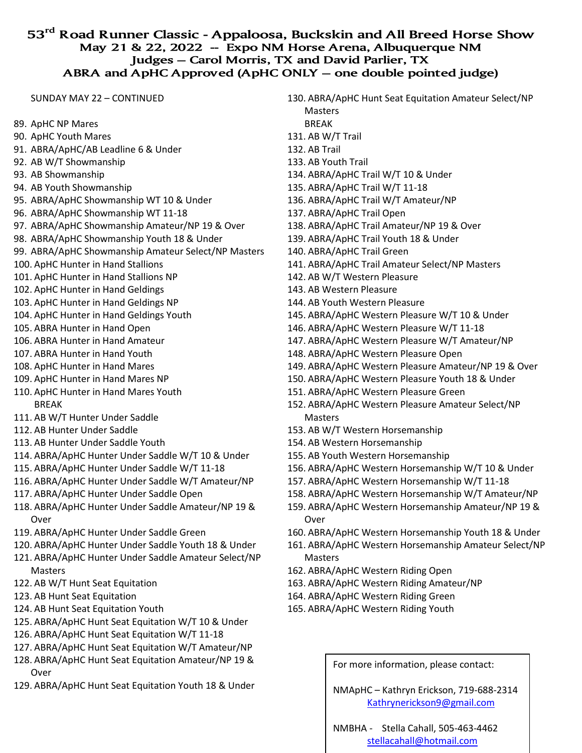# 53rd Road Runner Classic - Appaloosa, Buckskin and All Breed Horse Show

## May 21 & 22, 2022 -- Expo NM Horse Arena, Albuquerque NM

## Judges – Carol Morris, TX and David Parlier, TX

## ABRA and ApHC Approved (ApHC ONLY – one double pointed judge)

SUNDAY MAY 22 – CONTINUED

89. ApHC NP Mares
90. ApHC Youth Mares
91. ABRA/ApHC/AB Leadline 6 & Under
92. AB W/T Showmanship
93. AB Showmanship
94. AB Youth Showmanship
95. ABRA/ApHC Showmanship WT 10 & Under
96. ABRA/ApHC Showmanship WT 11-18
97. ABRA/ApHC Showmanship Amateur/NP 19 & Over
98. ABRA/ApHC Showmanship Youth 18 & Under
99. ABRA/ApHC Showmanship Amateur Select/NP Masters
100. ApHC Hunter in Hand Stallions
101. ApHC Hunter in Hand Stallions NP
102. ApHC Hunter in Hand Geldings
103. ApHC Hunter in Hand Geldings NP
104. ApHC Hunter in Hand Geldings Youth
105. ABRA Hunter in Hand Open
106. ABRA Hunter in Hand Amateur
107. ABRA Hunter in Hand Youth
108. ApHC Hunter in Hand Mares
109. ApHC Hunter in Hand Mares NP
110. ApHC Hunter in Hand Mares Youth

BREAK

111. AB W/T Hunter Under Saddle
112. AB Hunter Under Saddle
113. AB Hunter Under Saddle Youth
114. ABRA/ApHC Hunter Under Saddle W/T 10 & Under
115. ABRA/ApHC Hunter Under Saddle W/T 11-18
116. ABRA/ApHC Hunter Under Saddle W/T Amateur/NP
117. ABRA/ApHC Hunter Under Saddle Open
118. ABRA/ApHC Hunter Under Saddle Amateur/NP 19 & Over
119. ABRA/ApHC Hunter Under Saddle Green
120. ABRA/ApHC Hunter Under Saddle Youth 18 & Under
121. ABRA/ApHC Hunter Under Saddle Amateur Select/NP Masters
122. AB W/T Hunt Seat Equitation
123. AB Hunt Seat Equitation
124. AB Hunt Seat Equitation Youth
125. ABRA/ApHC Hunt Seat Equitation W/T 10 & Under
126. ABRA/ApHC Hunt Seat Equitation W/T 11-18
127. ABRA/ApHC Hunt Seat Equitation W/T Amateur/NP
128. ABRA/ApHC Hunt Seat Equitation Amateur/NP 19 & Over
129. ABRA/ApHC Hunt Seat Equitation Youth 18 & Under
130. ABRA/ApHC Hunt Seat Equitation Amateur Select/NP Masters

BREAK

131. AB W/T Trail
132. AB Trail
133. AB Youth Trail
134. ABRA/ApHC Trail W/T 10 & Under
135. ABRA/ApHC Trail W/T 11-18
136. ABRA/ApHC Trail W/T Amateur/NP
137. ABRA/ApHC Trail Open
138. ABRA/ApHC Trail Amateur/NP 19 & Over
139. ABRA/ApHC Trail Youth 18 & Under
140. ABRA/ApHC Trail Green
141. ABRA/ApHC Trail Amateur Select/NP Masters
142. AB W/T Western Pleasure
143. AB Western Pleasure
144. AB Youth Western Pleasure
145. ABRA/ApHC Western Pleasure W/T 10 & Under
146. ABRA/ApHC Western Pleasure W/T 11-18
147. ABRA/ApHC Western Pleasure W/T Amateur/NP
148. ABRA/ApHC Western Pleasure Open
149. ABRA/ApHC Western Pleasure Amateur/NP 19 & Over
150. ABRA/ApHC Western Pleasure Youth 18 & Under
151. ABRA/ApHC Western Pleasure Green
152. ABRA/ApHC Western Pleasure Amateur Select/NP Masters
153. AB W/T Western Horsemanship
154. AB Western Horsemanship
155. AB Youth Western Horsemanship
156. ABRA/ApHC Western Horsemanship W/T 10 & Under
157. ABRA/ApHC Western Horsemanship W/T 11-18
158. ABRA/ApHC Western Horsemanship W/T Amateur/NP
159. ABRA/ApHC Western Horsemanship Amateur/NP 19 & Over
160. ABRA/ApHC Western Horsemanship Youth 18 & Under
161. ABRA/ApHC Western Horsemanship Amateur Select/NP Masters
162. ABRA/ApHC Western Riding Open
163. ABRA/ApHC Western Riding Amateur/NP
164. ABRA/ApHC Western Riding Green
165. ABRA/ApHC Western Riding Youth

For more information, please contact:

NMApHC – Kathryn Erickson, 719-688-2314
Kathrynerickson9@gmail.com

NMBHA - Stella Cahall, 505-463-4462
stellacahall@hotmail.com